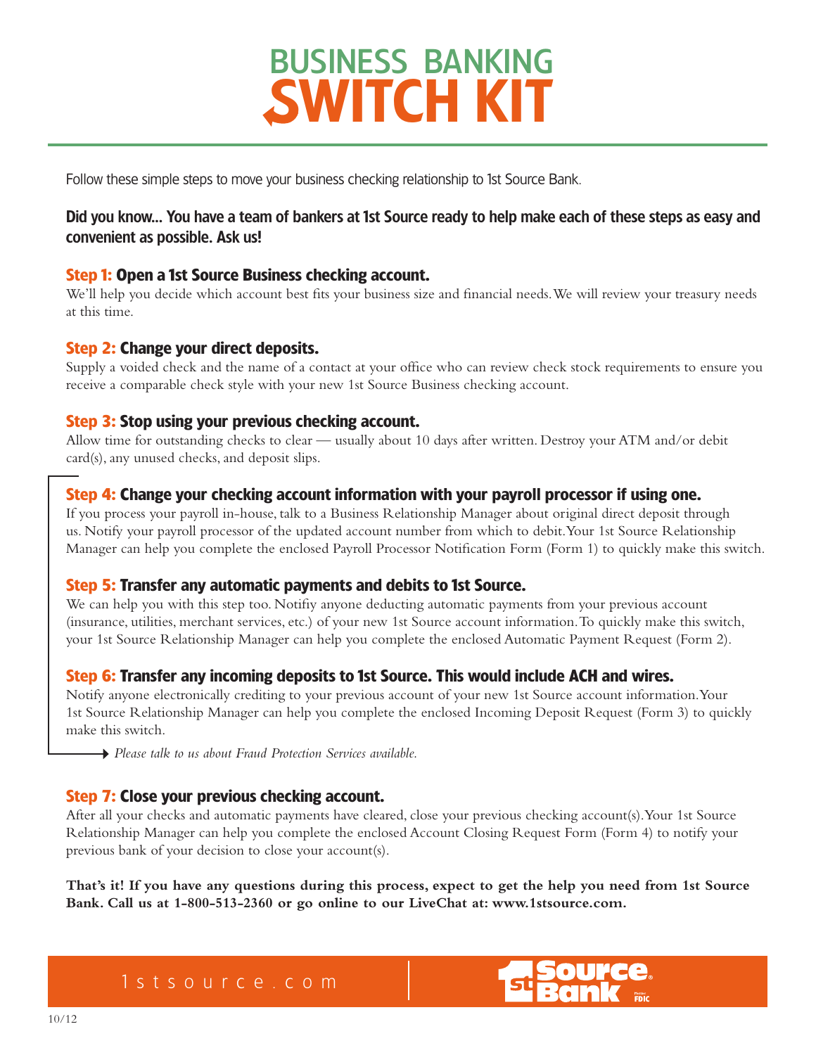# BUSINESS BANKING SWITCH KIT

Follow these simple steps to move your business checking relationship to 1st Source Bank.

**Did you know... You have a team of bankers at 1st Source ready to help make each of these steps as easy and convenient as possible. Ask us!**

### Step 1: Open a 1st Source Business checking account.

We'll help you decide which account best fits your business size and financial needs. We will review your treasury needs at this time.

### Step 2: Change your direct deposits.

Supply a voided check and the name of a contact at your office who can review check stock requirements to ensure you receive a comparable check style with your new 1st Source Business checking account.

### Step 3: Stop using your previous checking account.

Allow time for outstanding checks to clear — usually about 10 days after written. Destroy your ATM and/or debit card(s), any unused checks, and deposit slips.

### Step 4: Change your checking account information with your payroll processor if using one.

If you process your payroll in-house, talk to a Business Relationship Manager about original direct deposit through us. Notify your payroll processor of the updated account number from which to debit. Your 1st Source Relationship Manager can help you complete the enclosed Payroll Processor Notification Form (Form 1) to quickly make this switch.

### Step 5: Transfer any automatic payments and debits to 1st Source.

We can help you with this step too. Notifiy anyone deducting automatic payments from your previous account (insurance, utilities, merchant services, etc.) of your new 1st Source account information. To quickly make this switch, your 1st Source Relationship Manager can help you complete the enclosed Automatic Payment Request (Form 2).

### Step 6: Transfer any incoming deposits to 1st Source. This would include ACH and wires.

Notify anyone electronically crediting to your previous account of your new 1st Source account information. Your 1st Source Relationship Manager can help you complete the enclosed Incoming Deposit Request (Form 3) to quickly make this switch.

→ *Please talk to us about Fraud Protection Services available.*

### Step 7: Close your previous checking account.

After all your checks and automatic payments have cleared, close your previous checking account(s). Your 1st Source Relationship Manager can help you complete the enclosed Account Closing Request Form (Form 4) to notify your previous bank of your decision to close your account(s).

**That's it! If you have any questions during this process, expect to get the help you need from 1st Source Bank. Call us at 1-800-513-2360 or go online to our LiveChat at: www.1stsource.com.**

1stsource.com

1st Source Bank Member FDIC

10/12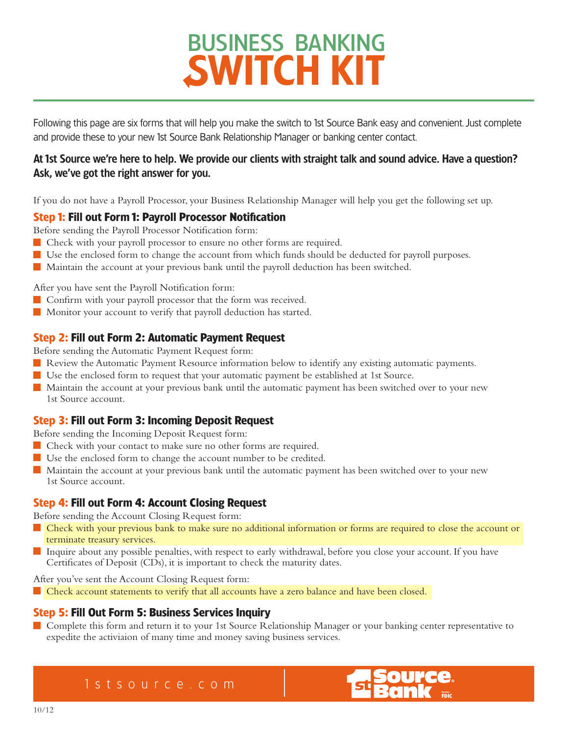# BUSINESS BANKING SWITCH KIT

Following this page are six forms that will help you make the switch to 1st Source Bank easy and convenient. Just complete and provide these to your new 1st Source Bank Relationship Manager or banking center contact.

**At 1st Source we're here to help. We provide our clients with straight talk and sound advice. Have a question? Ask, we've got the right answer for you.**

If you do not have a Payroll Processor, your Business Relationship Manager will help you get the following set up.

### Step 1: Fill out Form 1: Payroll Processor Notification

Before sending the Payroll Processor Notification form:

- Check with your payroll processor to ensure no other forms are required.
- Use the enclosed form to change the account from which funds should be deducted for payroll purposes.
- Maintain the account at your previous bank until the payroll deduction has been switched.

After you have sent the Payroll Notification form:

- Confirm with your payroll processor that the form was received.
- Monitor your account to verify that payroll deduction has started.

### Step 2: Fill out Form 2: Automatic Payment Request

Before sending the Automatic Payment Request form:

- Review the Automatic Payment Resource information below to identify any existing automatic payments.
- Use the enclosed form to request that your automatic payment be established at 1st Source.
- Maintain the account at your previous bank until the automatic payment has been switched over to your new 1st Source account.

### Step 3: Fill out Form 3: Incoming Deposit Request

Before sending the Incoming Deposit Request form:

- Check with your contact to make sure no other forms are required.
- Use the enclosed form to change the account number to be credited.
- Maintain the account at your previous bank until the automatic payment has been switched over to your new 1st Source account.

### Step 4: Fill out Form 4: Account Closing Request

Before sending the Account Closing Request form:

- Check with your previous bank to make sure no additional information or forms are required to close the account or terminate treasury services.
- Inquire about any possible penalties, with respect to early withdrawal, before you close your account. If you have Certificates of Deposit (CDs), it is important to check the maturity dates.

After you've sent the Account Closing Request form:

- Check account statements to verify that all accounts have a zero balance and have been closed.

### Step 5: Fill Out Form 5: Business Services Inquiry

- Complete this form and return it to your 1st Source Relationship Manager or your banking center representative to expedite the activiaion of many time and money saving business services.

1stsource.com

1st Source Bank Member FDIC

10/12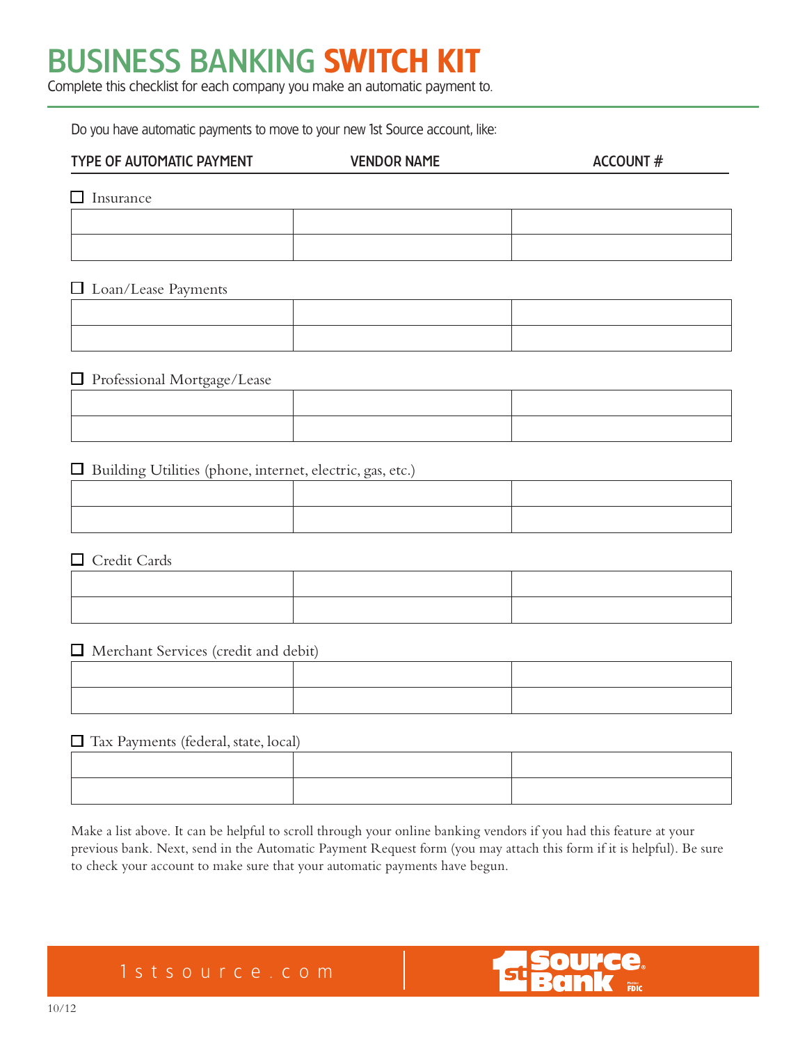# BUSINESS BANKING SWITCH KIT

Complete this checklist for each company you make an automatic payment to.

Do you have automatic payments to move to your new 1st Source account, like:

| TYPE OF AUTOMATIC PAYMENT | VENDOR NAME | ACCOUNT # |
|---|---|---|

☐ Insurance

| | | |
|---|---|---|
| | | |
| | | |

☐ Loan/Lease Payments

| | | |
|---|---|---|
| | | |
| | | |

☐ Professional Mortgage/Lease

| | | |
|---|---|---|
| | | |
| | | |

☐ Building Utilities (phone, internet, electric, gas, etc.)

| | | |
|---|---|---|
| | | |
| | | |

☐ Credit Cards

| | | |
|---|---|---|
| | | |
| | | |

☐ Merchant Services (credit and debit)

| | | |
|---|---|---|
| | | |
| | | |

☐ Tax Payments (federal, state, local)

| | | |
|---|---|---|
| | | |
| | | |

Make a list above. It can be helpful to scroll through your online banking vendors if you had this feature at your previous bank. Next, send in the Automatic Payment Request form (you may attach this form if it is helpful). Be sure to check your account to make sure that your automatic payments have begun.

1stsource.com

1st Source Bank Member FDIC

10/12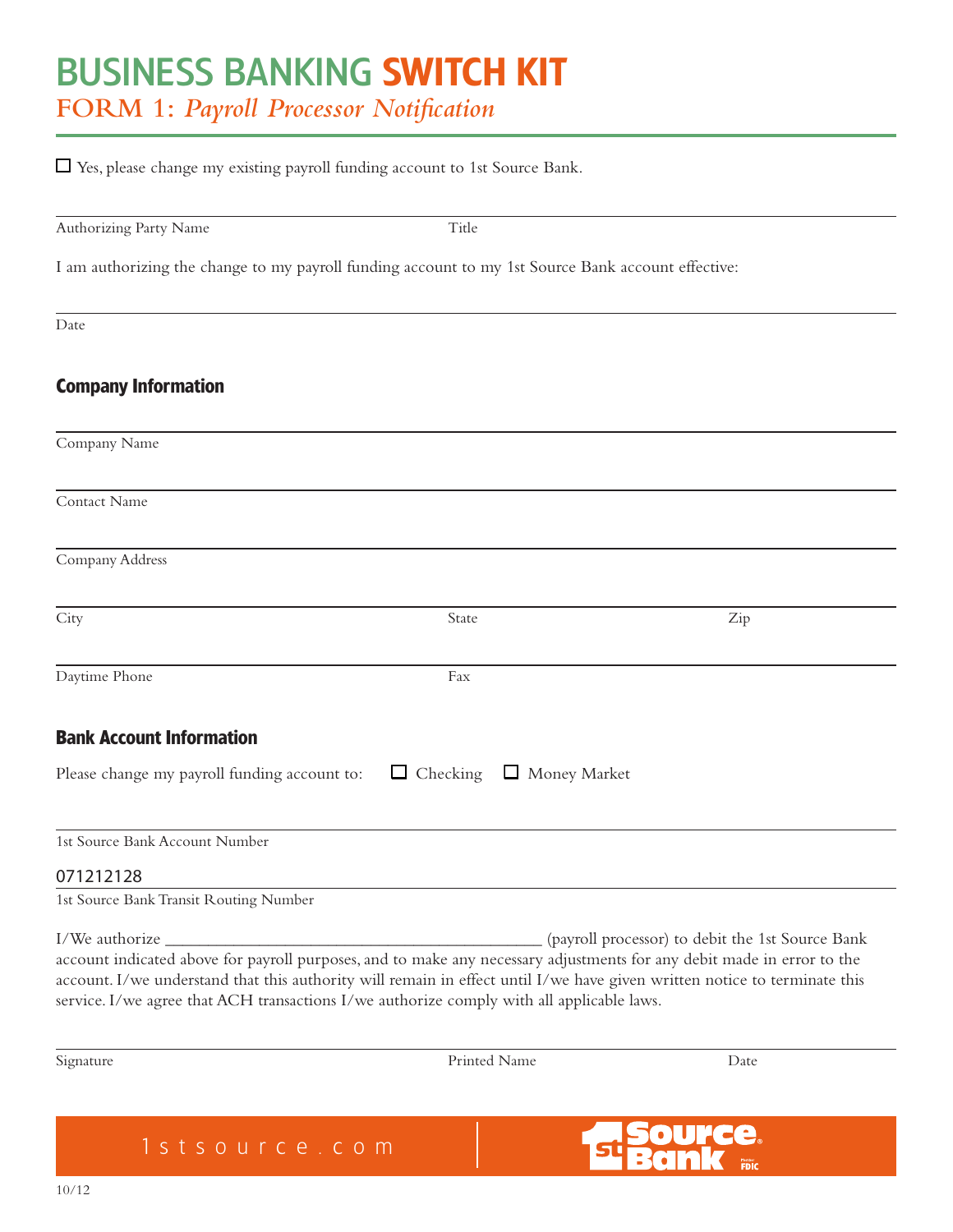# BUSINESS BANKING SWITCH KIT

## FORM 1: *Payroll Processor Notification*

☐ Yes, please change my existing payroll funding account to 1st Source Bank.

Authorizing Party Name ____________________ Title ____________________

I am authorizing the change to my payroll funding account to my 1st Source Bank account effective:

Date ____________________

### Company Information

Company Name ____________________

Contact Name ____________________

Company Address ____________________

City ____________________ State ____________________ Zip ____________________

Daytime Phone ____________________ Fax ____________________

### Bank Account Information

Please change my payroll funding account to: ☐ Checking ☐ Money Market

1st Source Bank Account Number ____________________

071212128

1st Source Bank Transit Routing Number

I/We authorize ___________________________________________ (payroll processor) to debit the 1st Source Bank account indicated above for payroll purposes, and to make any necessary adjustments for any debit made in error to the account. I/we understand that this authority will remain in effect until I/we have given written notice to terminate this service. I/we agree that ACH transactions I/we authorize comply with all applicable laws.

Signature ____________________ Printed Name ____________________ Date ____________________

1stsource.com

1st Source Bank — Member FDIC

10/12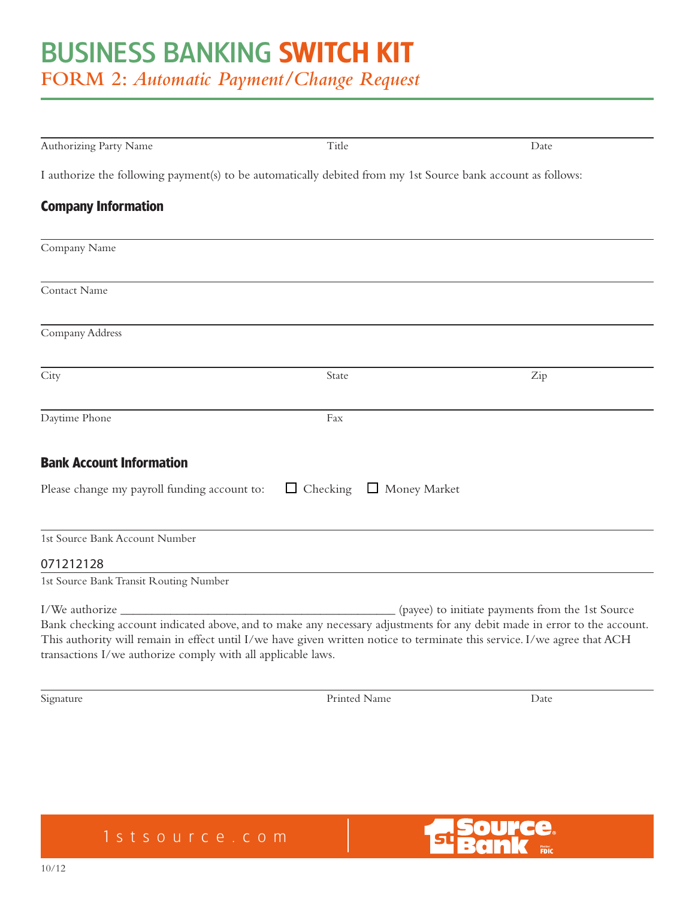# BUSINESS BANKING SWITCH KIT

## FORM 2: *Automatic Payment/Change Request*

______________________________________________________________________________
Authorizing Party Name | Title | Date

I authorize the following payment(s) to be automatically debited from my 1st Source bank account as follows:

### Company Information

______________________________________________________________________________
Company Name

______________________________________________________________________________
Contact Name

______________________________________________________________________________
Company Address

______________________________________________________________________________
City | State | Zip

______________________________________________________________________________
Daytime Phone | Fax

### Bank Account Information

Please change my payroll funding account to: ☐ Checking ☐ Money Market

______________________________________________________________________________
1st Source Bank Account Number

071212128
______________________________________________________________________________
1st Source Bank Transit Routing Number

I/We authorize ____________________________________________ (payee) to initiate payments from the 1st Source Bank checking account indicated above, and to make any necessary adjustments for any debit made in error to the account. This authority will remain in effect until I/we have given written notice to terminate this service. I/we agree that ACH transactions I/we authorize comply with all applicable laws.

______________________________________________________________________________
Signature | Printed Name | Date

1stsource.com

1st Source Bank Member FDIC

10/12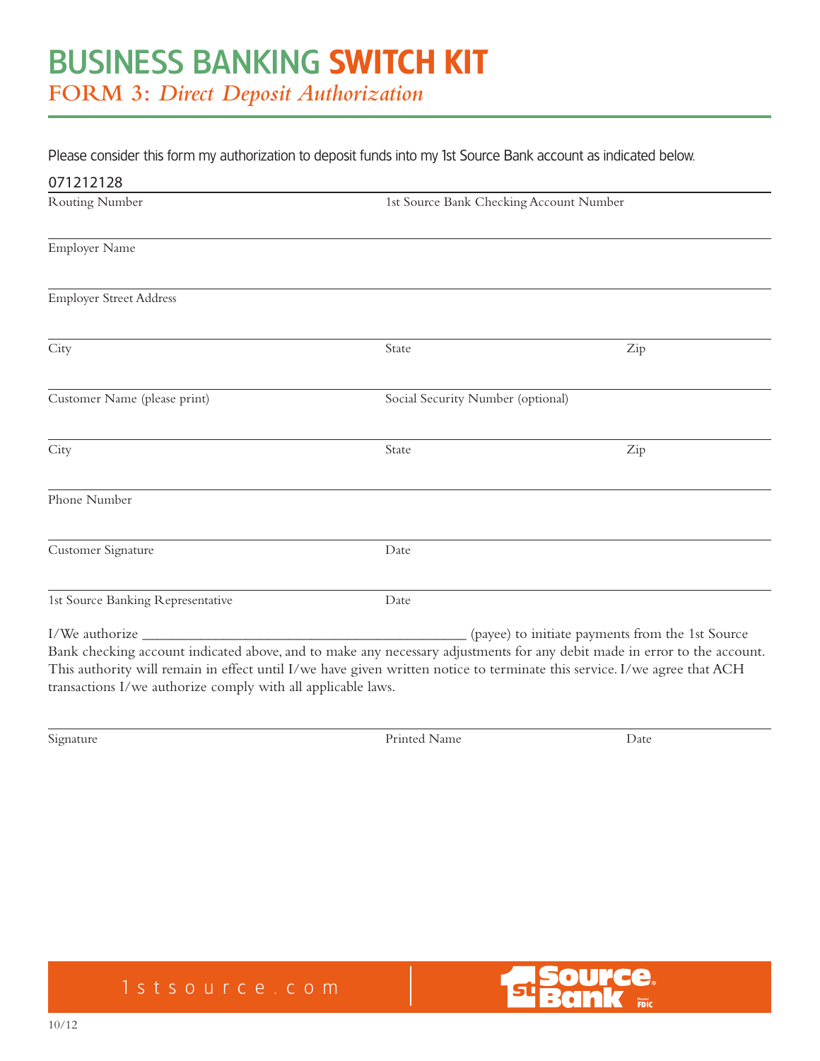# BUSINESS BANKING SWITCH KIT

## FORM 3: *Direct Deposit Authorization*

Please consider this form my authorization to deposit funds into my 1st Source Bank account as indicated below.

071212128
Routing Number — 1st Source Bank Checking Account Number

Employer Name

Employer Street Address

City — State — Zip

Customer Name (please print) — Social Security Number (optional)

City — State — Zip

Phone Number

Customer Signature — Date

1st Source Banking Representative — Date

I/We authorize ___________________________________________ (payee) to initiate payments from the 1st Source Bank checking account indicated above, and to make any necessary adjustments for any debit made in error to the account. This authority will remain in effect until I/we have given written notice to terminate this service. I/we agree that ACH transactions I/we authorize comply with all applicable laws.

Signature — Printed Name — Date

1stsource.com

1st Source Bank — Member FDIC

10/12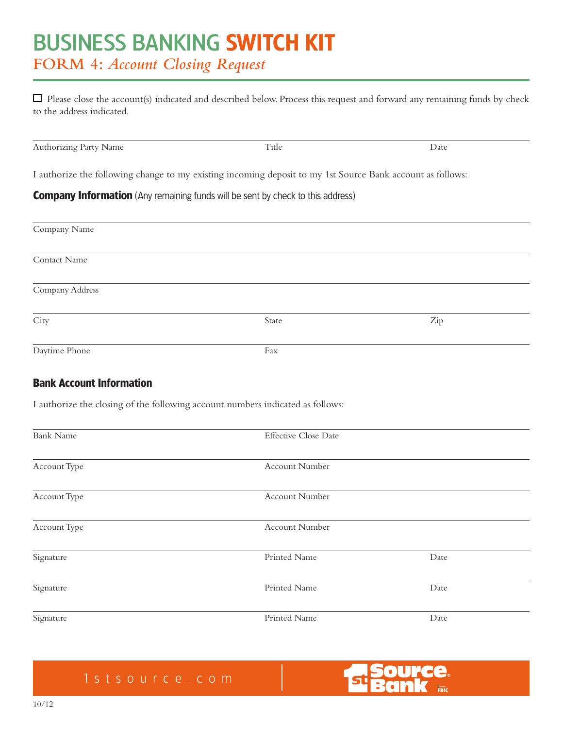# BUSINESS BANKING SWITCH KIT

## FORM 4: *Account Closing Request*

☐ Please close the account(s) indicated and described below. Process this request and forward any remaining funds by check to the address indicated.

| Authorizing Party Name | Title | Date |
|---|---|---|

I authorize the following change to my existing incoming deposit to my 1st Source Bank account as follows:

### Company Information (Any remaining funds will be sent by check to this address)

Company Name

Contact Name

Company Address

| City | State | Zip |
|---|---|---|

| Daytime Phone | Fax |
|---|---|

### Bank Account Information

I authorize the closing of the following account numbers indicated as follows:

| Bank Name | Effective Close Date |
|---|---|
| Account Type | Account Number |
| Account Type | Account Number |
| Account Type | Account Number |

| Signature | Printed Name | Date |
|---|---|---|
| Signature | Printed Name | Date |
| Signature | Printed Name | Date |

1stsource.com

1st Source Bank Member FDIC

10/12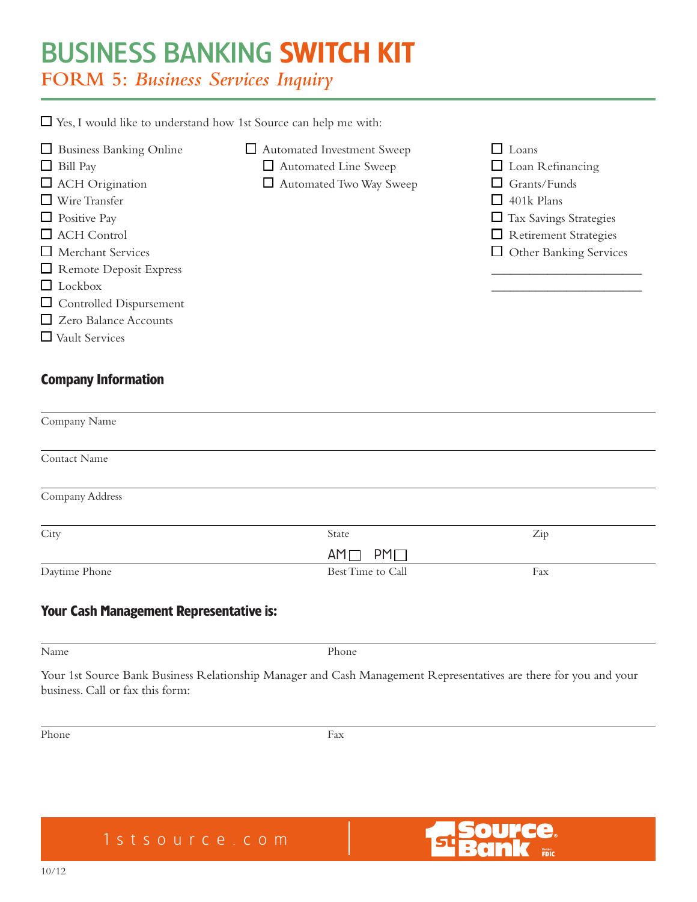# BUSINESS BANKING SWITCH KIT

## FORM 5: *Business Services Inquiry*

☐ Yes, I would like to understand how 1st Source can help me with:

- ☐ Business Banking Online
- ☐ Bill Pay
- ☐ ACH Origination
- ☐ Wire Transfer
- ☐ Positive Pay
- ☐ ACH Control
- ☐ Merchant Services
- ☐ Remote Deposit Express
- ☐ Lockbox
- ☐ Controlled Dispursement
- ☐ Zero Balance Accounts
- ☐ Vault Services

- ☐ Automated Investment Sweep
  - ☐ Automated Line Sweep
  - ☐ Automated Two Way Sweep

- ☐ Loans
- ☐ Loan Refinancing
- ☐ Grants/Funds
- ☐ 401k Plans
- ☐ Tax Savings Strategies
- ☐ Retirement Strategies
- ☐ Other Banking Services

______________________

______________________

### Company Information

Company Name

Contact Name

Company Address

City | State | Zip

Daytime Phone | Best Time to Call AM ☐ PM ☐ | Fax

### Your Cash Management Representative is:

Name | Phone

Your 1st Source Bank Business Relationship Manager and Cash Management Representatives are there for you and your business. Call or fax this form:

Phone | Fax

1stsource.com

1st Source Bank Member FDIC

10/12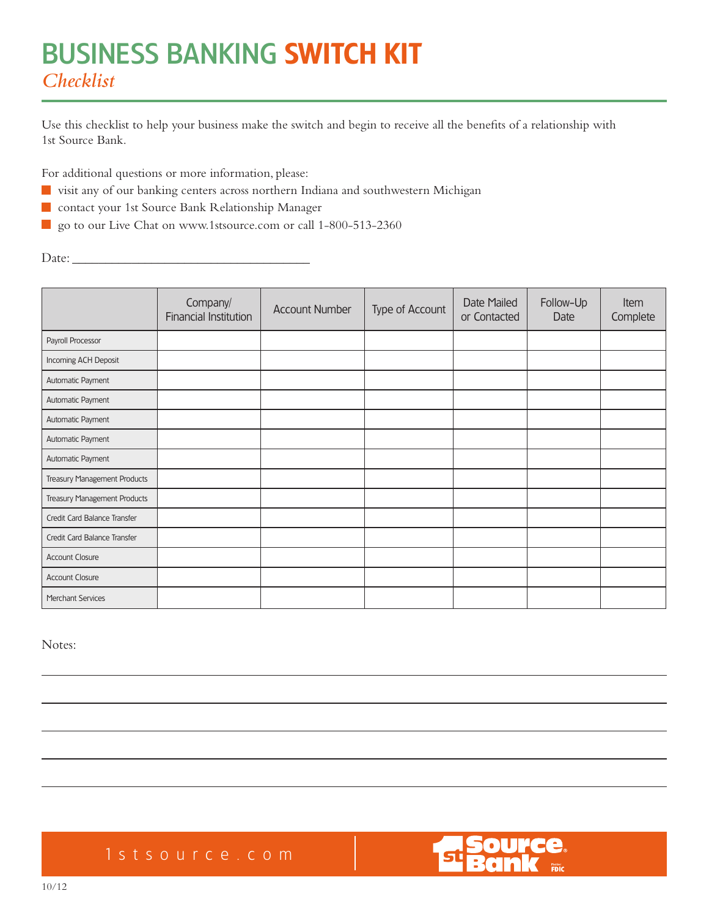# BUSINESS BANKING **SWITCH KIT**

*Checklist*

Use this checklist to help your business make the switch and begin to receive all the benefits of a relationship with 1st Source Bank.

For additional questions or more information, please:

- visit any of our banking centers across northern Indiana and southwestern Michigan
- contact your 1st Source Bank Relationship Manager
- go to our Live Chat on www.1stsource.com or call 1-800-513-2360

Date: ___________________________________

| | Company/ Financial Institution | Account Number | Type of Account | Date Mailed or Contacted | Follow-Up Date | Item Complete |
|---|---|---|---|---|---|---|
| Payroll Processor | | | | | | |
| Incoming ACH Deposit | | | | | | |
| Automatic Payment | | | | | | |
| Automatic Payment | | | | | | |
| Automatic Payment | | | | | | |
| Automatic Payment | | | | | | |
| Automatic Payment | | | | | | |
| Treasury Management Products | | | | | | |
| Treasury Management Products | | | | | | |
| Credit Card Balance Transfer | | | | | | |
| Credit Card Balance Transfer | | | | | | |
| Account Closure | | | | | | |
| Account Closure | | | | | | |
| Merchant Services | | | | | | |

Notes:

_______________________________________________________________

_______________________________________________________________

_______________________________________________________________

_______________________________________________________________

_______________________________________________________________

1stsource.com

1st Source Bank Member FDIC

10/12